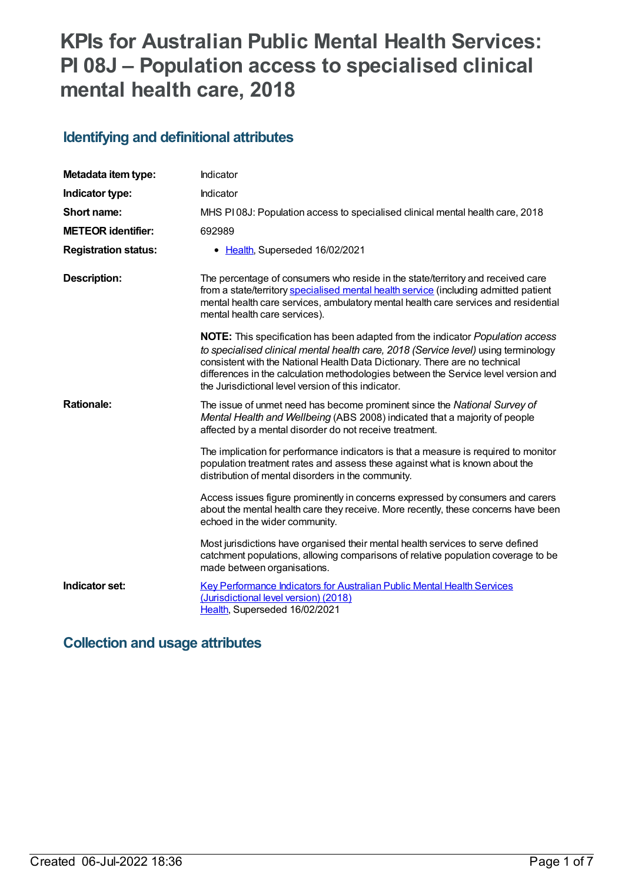# KPIs for Australian Public Mental Health Services: PI 08J – Population access to specialised clinical mental health care, 2018

## Identifying and definitional attributes

| | |
|---|---|
| **Metadata item type:** | Indicator |
| **Indicator type:** | Indicator |
| **Short name:** | MHS PI 08J: Population access to specialised clinical mental health care, 2018 |
| **METEOR identifier:** | 692989 |
| **Registration status:** | • Health, Superseded 16/02/2021 |
| **Description:** | The percentage of consumers who reside in the state/territory and received care from a state/territory specialised mental health service (including admitted patient mental health care services, ambulatory mental health care services and residential mental health care services).<br><br>**NOTE:** This specification has been adapted from the indicator *Population access to specialised clinical mental health care, 2018 (Service level)* using terminology consistent with the National Health Data Dictionary. There are no technical differences in the calculation methodologies between the Service level version and the Jurisdictional level version of this indicator. |
| **Rationale:** | The issue of unmet need has become prominent since the *National Survey of Mental Health and Wellbeing* (ABS 2008) indicated that a majority of people affected by a mental disorder do not receive treatment.<br><br>The implication for performance indicators is that a measure is required to monitor population treatment rates and assess these against what is known about the distribution of mental disorders in the community.<br><br>Access issues figure prominently in concerns expressed by consumers and carers about the mental health care they receive. More recently, these concerns have been echoed in the wider community.<br><br>Most jurisdictions have organised their mental health services to serve defined catchment populations, allowing comparisons of relative population coverage to be made between organisations. |
| **Indicator set:** | Key Performance Indicators for Australian Public Mental Health Services (Jurisdictional level version) (2018)<br>Health, Superseded 16/02/2021 |

## Collection and usage attributes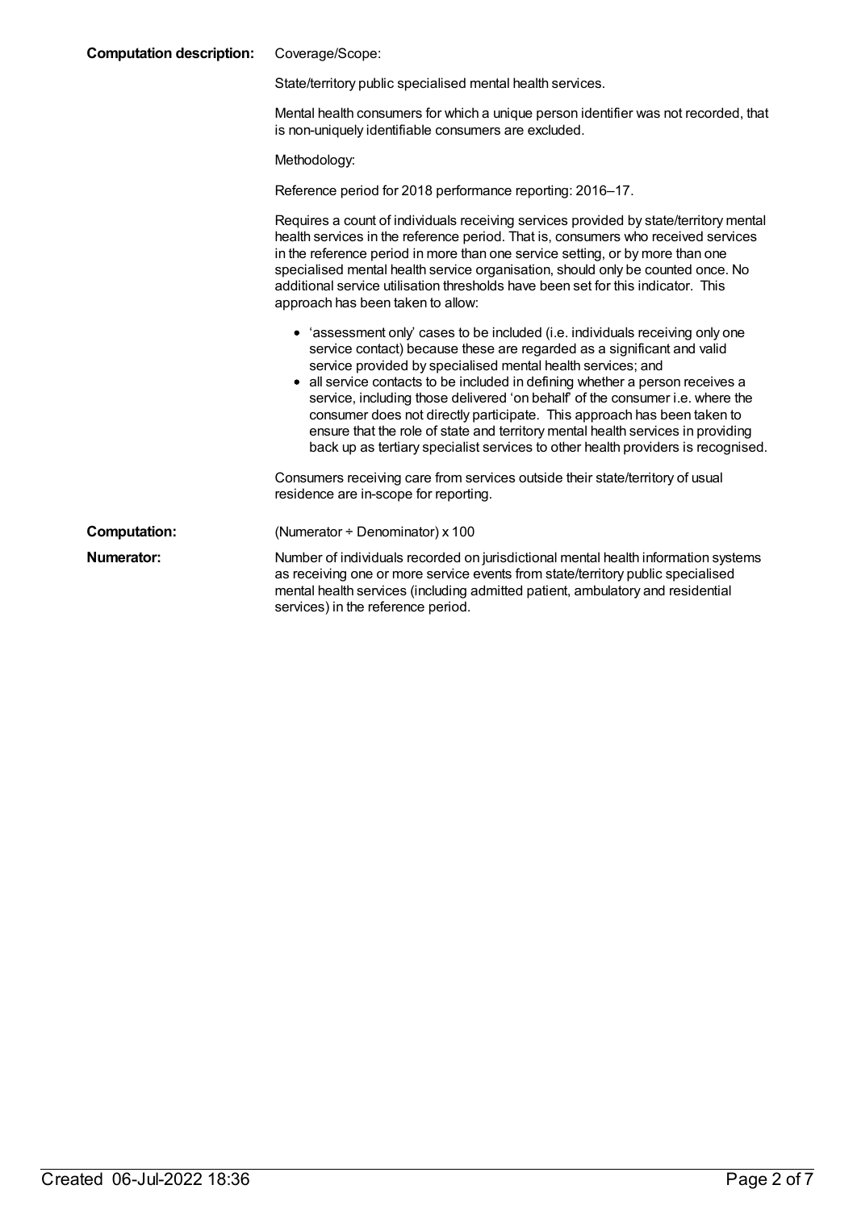**Computation description:** Coverage/Scope:

State/territory public specialised mental health services.

Mental health consumers for which a unique person identifier was not recorded, that is non-uniquely identifiable consumers are excluded.

Methodology:

Reference period for 2018 performance reporting: 2016–17.

Requires a count of individuals receiving services provided by state/territory mental health services in the reference period. That is, consumers who received services in the reference period in more than one service setting, or by more than one specialised mental health service organisation, should only be counted once. No additional service utilisation thresholds have been set for this indicator. This approach has been taken to allow:

- 'assessment only' cases to be included (i.e. individuals receiving only one service contact) because these are regarded as a significant and valid service provided by specialised mental health services; and
- all service contacts to be included in defining whether a person receives a service, including those delivered 'on behalf' of the consumer i.e. where the consumer does not directly participate. This approach has been taken to ensure that the role of state and territory mental health services in providing back up as tertiary specialist services to other health providers is recognised.

Consumers receiving care from services outside their state/territory of usual residence are in-scope for reporting.

**Computation:** (Numerator ÷ Denominator) x 100

**Numerator:** Number of individuals recorded on jurisdictional mental health information systems as receiving one or more service events from state/territory public specialised mental health services (including admitted patient, ambulatory and residential services) in the reference period.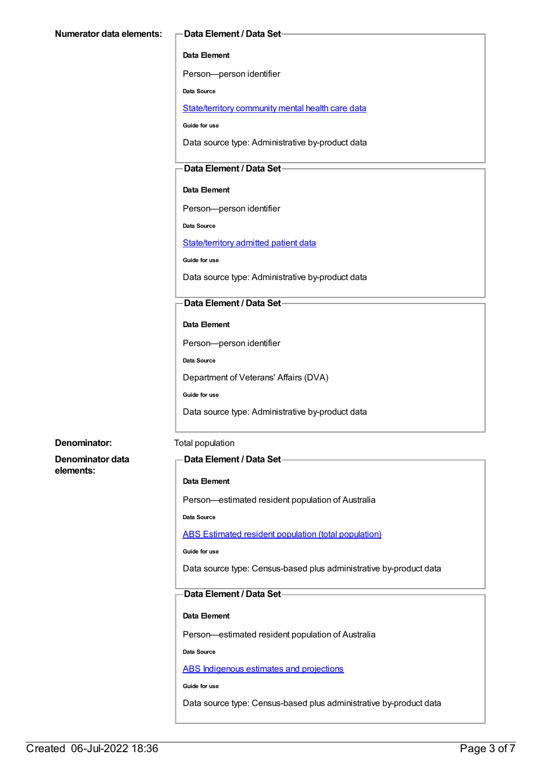**Numerator data elements:**

**Data Element / Data Set**

**Data Element**

Person—person identifier

**Data Source**

State/territory community mental health care data

**Guide for use**

Data source type: Administrative by-product data

**Data Element / Data Set**

**Data Element**

Person—person identifier

**Data Source**

State/territory admitted patient data

**Guide for use**

Data source type: Administrative by-product data

**Data Element / Data Set**

**Data Element**

Person—person identifier

**Data Source**

Department of Veterans' Affairs (DVA)

**Guide for use**

Data source type: Administrative by-product data

**Denominator:** Total population

**Denominator data elements:**

**Data Element / Data Set**

**Data Element**

Person—estimated resident population of Australia

**Data Source**

ABS Estimated resident population (total population)

**Guide for use**

Data source type: Census-based plus administrative by-product data

**Data Element / Data Set**

**Data Element**

Person—estimated resident population of Australia

**Data Source**

ABS Indigenous estimates and projections

**Guide for use**

Data source type: Census-based plus administrative by-product data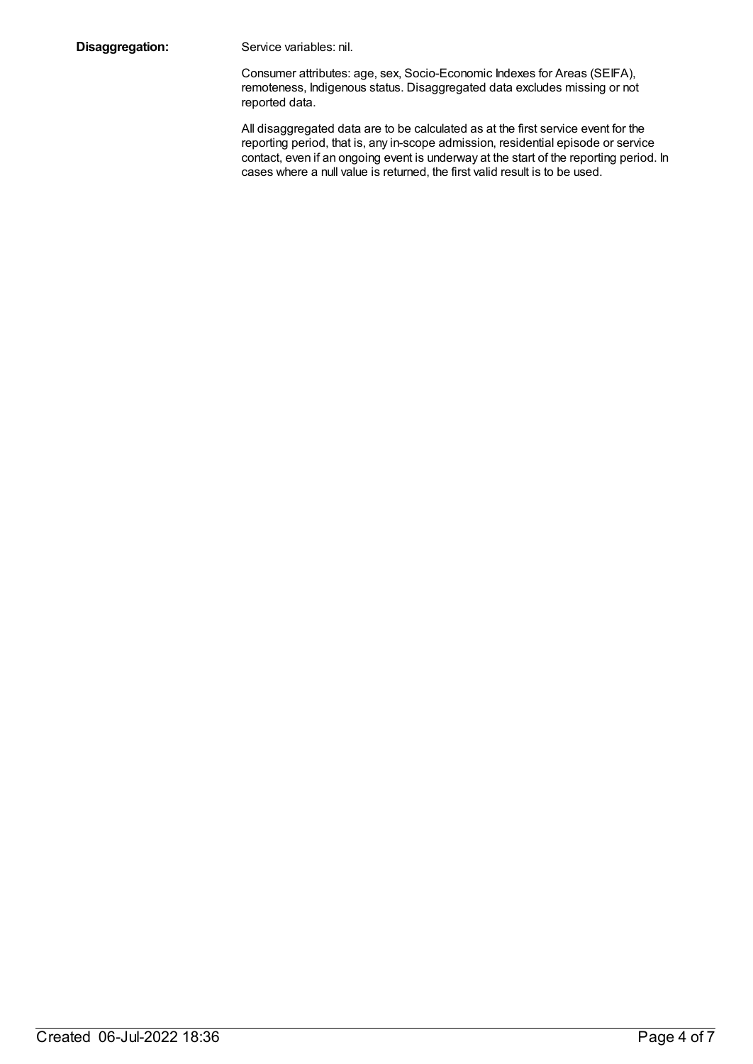**Disaggregation:** Service variables: nil.

Consumer attributes: age, sex, Socio-Economic Indexes for Areas (SEIFA), remoteness, Indigenous status. Disaggregated data excludes missing or not reported data.

All disaggregated data are to be calculated as at the first service event for the reporting period, that is, any in-scope admission, residential episode or service contact, even if an ongoing event is underway at the start of the reporting period. In cases where a null value is returned, the first valid result is to be used.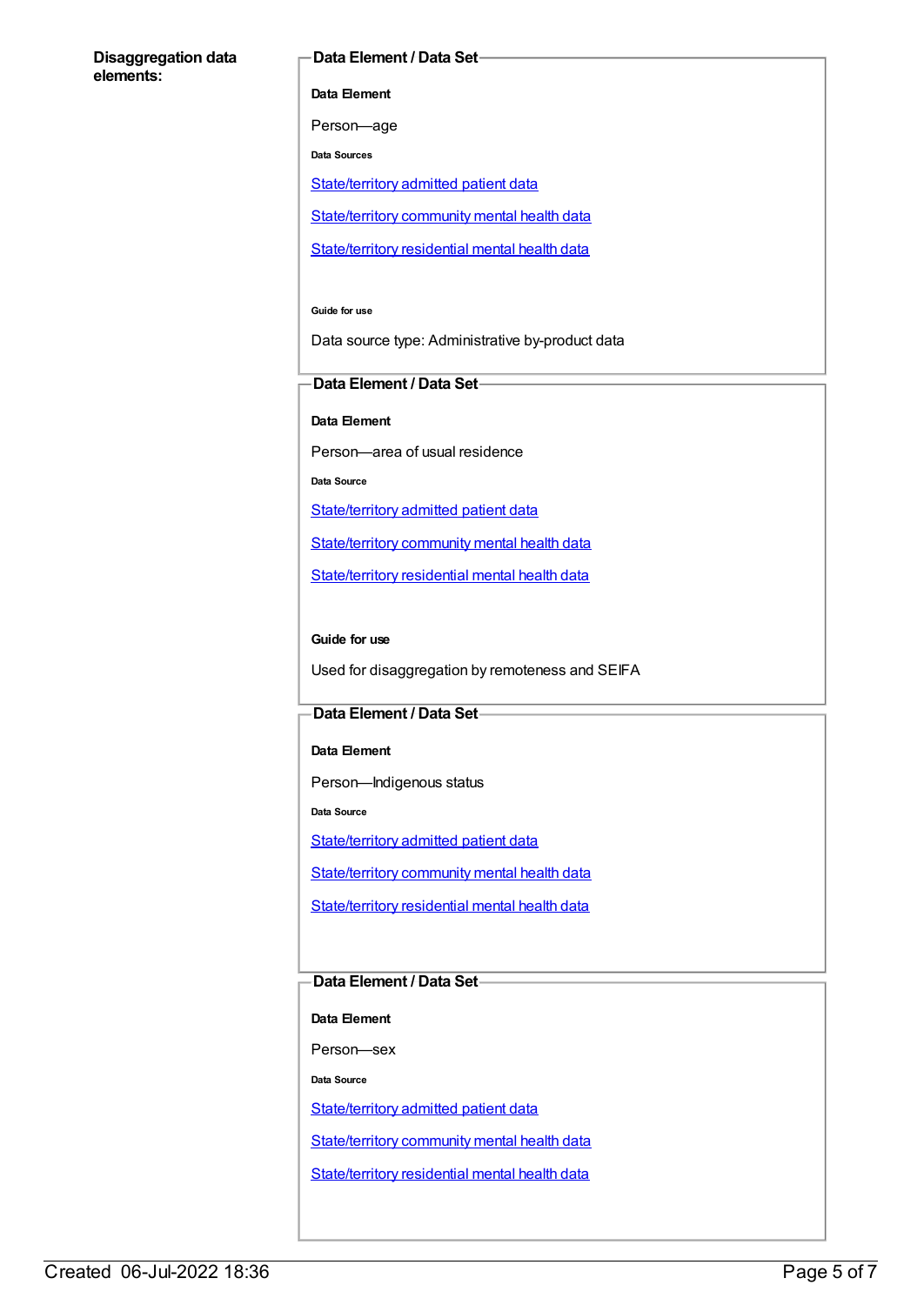**Disaggregation data elements:**

**Data Element / Data Set**

**Data Element**

Person—age

**Data Sources**

State/territory admitted patient data

State/territory community mental health data

State/territory residential mental health data

**Guide for use**

Data source type: Administrative by-product data

**Data Element / Data Set**

**Data Element**

Person—area of usual residence

**Data Source**

State/territory admitted patient data

State/territory community mental health data

State/territory residential mental health data

**Guide for use**

Used for disaggregation by remoteness and SEIFA

**Data Element / Data Set**

**Data Element**

Person—Indigenous status

**Data Source**

State/territory admitted patient data

State/territory community mental health data

State/territory residential mental health data

**Data Element / Data Set**

**Data Element**

Person—sex

**Data Source**

State/territory admitted patient data

State/territory community mental health data

State/territory residential mental health data

Created 06-Jul-2022 18:36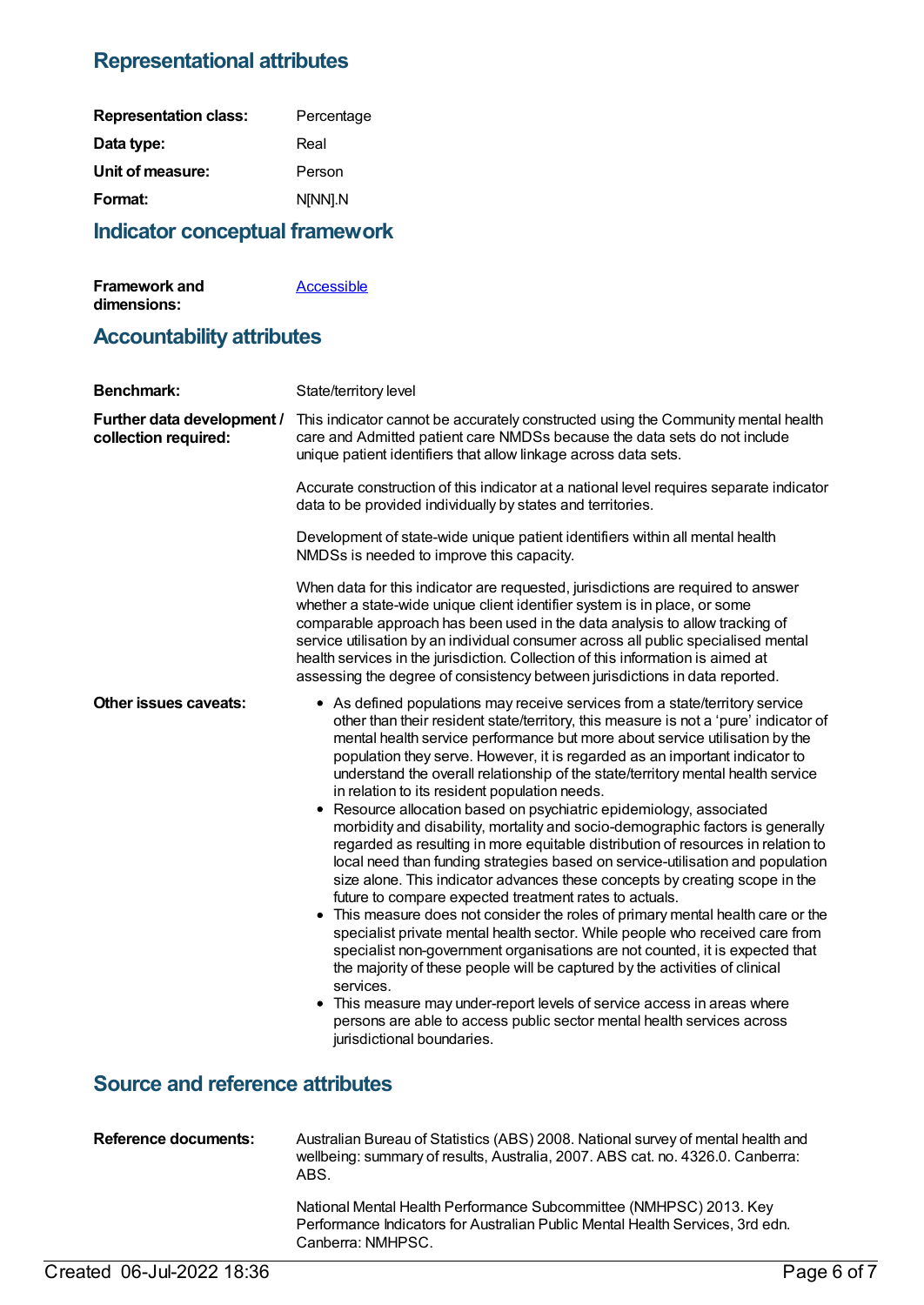## Representational attributes

| | |
|---|---|
| **Representation class:** | Percentage |
| **Data type:** | Real |
| **Unit of measure:** | Person |
| **Format:** | N[NN].N |

## Indicator conceptual framework

| | |
|---|---|
| **Framework and dimensions:** | Accessible |

## Accountability attributes

**Benchmark:** State/territory level

**Further data development / collection required:**

This indicator cannot be accurately constructed using the Community mental health care and Admitted patient care NMDSs because the data sets do not include unique patient identifiers that allow linkage across data sets.

Accurate construction of this indicator at a national level requires separate indicator data to be provided individually by states and territories.

Development of state-wide unique patient identifiers within all mental health NMDSs is needed to improve this capacity.

When data for this indicator are requested, jurisdictions are required to answer whether a state-wide unique client identifier system is in place, or some comparable approach has been used in the data analysis to allow tracking of service utilisation by an individual consumer across all public specialised mental health services in the jurisdiction. Collection of this information is aimed at assessing the degree of consistency between jurisdictions in data reported.

**Other issues caveats:**

- As defined populations may receive services from a state/territory service other than their resident state/territory, this measure is not a 'pure' indicator of mental health service performance but more about service utilisation by the population they serve. However, it is regarded as an important indicator to understand the overall relationship of the state/territory mental health service in relation to its resident population needs.
- Resource allocation based on psychiatric epidemiology, associated morbidity and disability, mortality and socio-demographic factors is generally regarded as resulting in more equitable distribution of resources in relation to local need than funding strategies based on service-utilisation and population size alone. This indicator advances these concepts by creating scope in the future to compare expected treatment rates to actuals.
- This measure does not consider the roles of primary mental health care or the specialist private mental health sector. While people who received care from specialist non-government organisations are not counted, it is expected that the majority of these people will be captured by the activities of clinical services.
- This measure may under-report levels of service access in areas where persons are able to access public sector mental health services across jurisdictional boundaries.

## Source and reference attributes

**Reference documents:**

Australian Bureau of Statistics (ABS) 2008. National survey of mental health and wellbeing: summary of results, Australia, 2007. ABS cat. no. 4326.0. Canberra: ABS.

National Mental Health Performance Subcommittee (NMHPSC) 2013. Key Performance Indicators for Australian Public Mental Health Services, 3rd edn. Canberra: NMHPSC.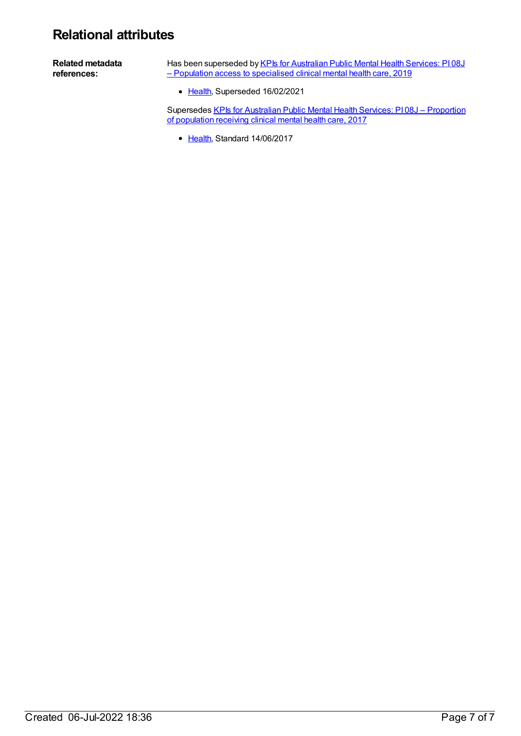## Relational attributes

**Related metadata references:**

Has been superseded by KPIs for Australian Public Mental Health Services: PI 08J – Population access to specialised clinical mental health care, 2019

- Health, Superseded 16/02/2021

Supersedes KPIs for Australian Public Mental Health Services: PI 08J – Proportion of population receiving clinical mental health care, 2017

- Health, Standard 14/06/2017